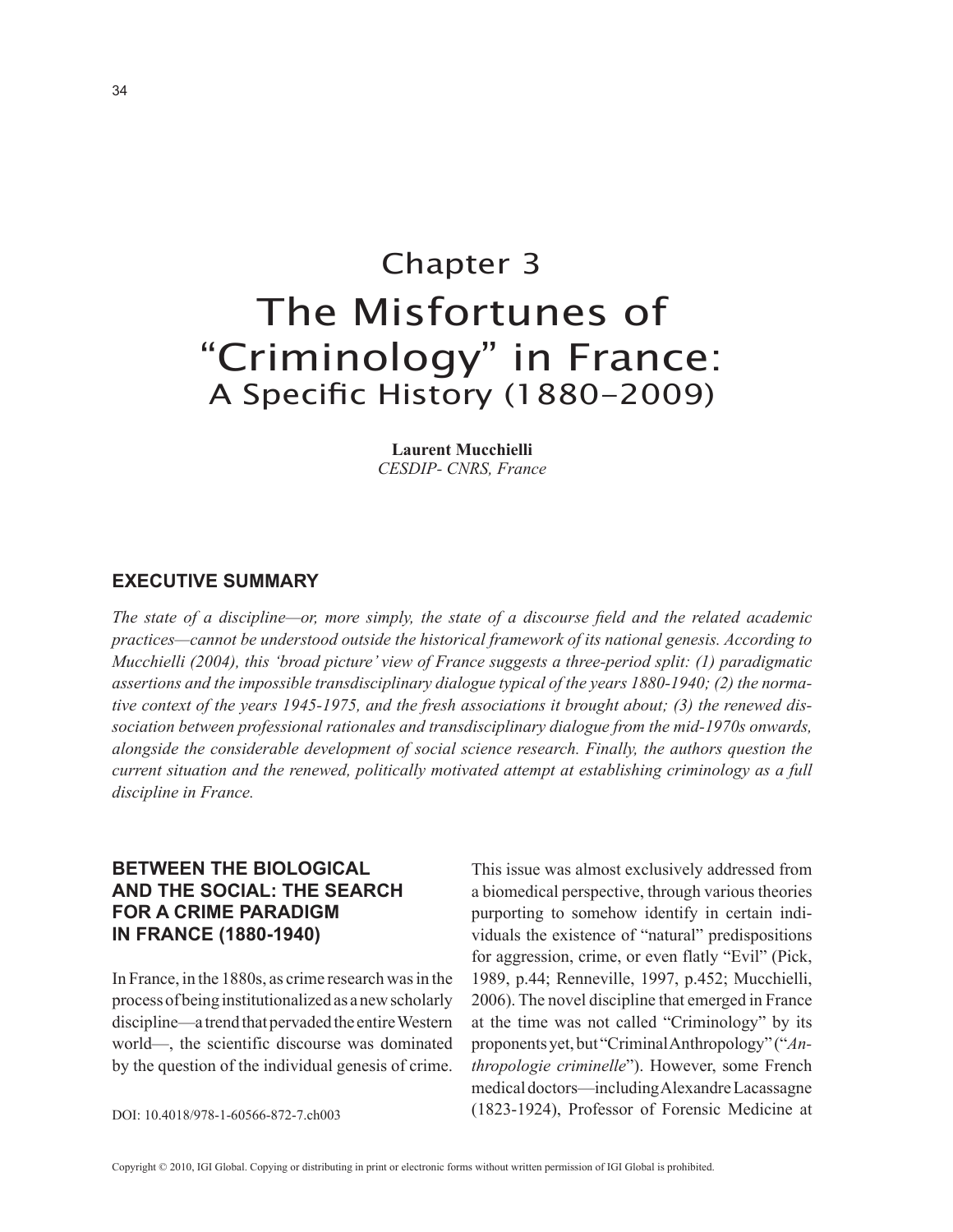# Chapter 3
# The Misfortunes of "Criminology" in France: A Specific History (1880-2009)

**Laurent Mucchielli**
*CESDIP- CNRS, France*

## EXECUTIVE SUMMARY

*The state of a discipline—or, more simply, the state of a discourse field and the related academic practices—cannot be understood outside the historical framework of its national genesis. According to Mucchielli (2004), this 'broad picture' view of France suggests a three-period split: (1) paradigmatic assertions and the impossible transdisciplinary dialogue typical of the years 1880-1940; (2) the normative context of the years 1945-1975, and the fresh associations it brought about; (3) the renewed dissociation between professional rationales and transdisciplinary dialogue from the mid-1970s onwards, alongside the considerable development of social science research. Finally, the authors question the current situation and the renewed, politically motivated attempt at establishing criminology as a full discipline in France.*

## BETWEEN THE BIOLOGICAL AND THE SOCIAL: THE SEARCH FOR A CRIME PARADIGM IN FRANCE (1880-1940)

In France, in the 1880s, as crime research was in the process of being institutionalized as a new scholarly discipline—a trend that pervaded the entire Western world—, the scientific discourse was dominated by the question of the individual genesis of crime. This issue was almost exclusively addressed from a biomedical perspective, through various theories purporting to somehow identify in certain individuals the existence of "natural" predispositions for aggression, crime, or even flatly "Evil" (Pick, 1989, p.44; Renneville, 1997, p.452; Mucchielli, 2006). The novel discipline that emerged in France at the time was not called "Criminology" by its proponents yet, but "Criminal Anthropology" ("*Anthropologie criminelle*"). However, some French medical doctors—including Alexandre Lacassagne (1823-1924), Professor of Forensic Medicine at

DOI: 10.4018/978-1-60566-872-7.ch003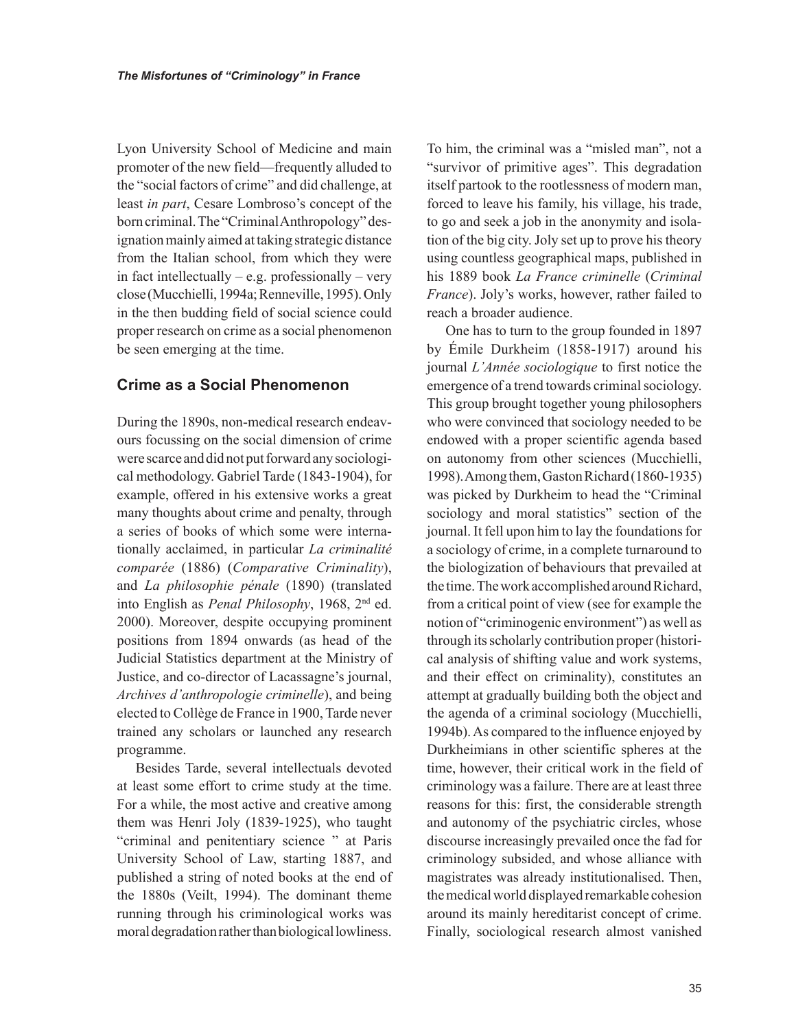Lyon University School of Medicine and main promoter of the new field—frequently alluded to the "social factors of crime" and did challenge, at least *in part*, Cesare Lombroso's concept of the born criminal. The "Criminal Anthropology" designation mainly aimed at taking strategic distance from the Italian school, from which they were in fact intellectually – e.g. professionally – very close (Mucchielli, 1994a; Renneville, 1995). Only in the then budding field of social science could proper research on crime as a social phenomenon be seen emerging at the time.

## Crime as a Social Phenomenon

During the 1890s, non-medical research endeavours focussing on the social dimension of crime were scarce and did not put forward any sociological methodology. Gabriel Tarde (1843-1904), for example, offered in his extensive works a great many thoughts about crime and penalty, through a series of books of which some were internationally acclaimed, in particular *La criminalité comparée* (1886) (*Comparative Criminality*), and *La philosophie pénale* (1890) (translated into English as *Penal Philosophy*, 1968, 2nd ed. 2000). Moreover, despite occupying prominent positions from 1894 onwards (as head of the Judicial Statistics department at the Ministry of Justice, and co-director of Lacassagne's journal, *Archives d'anthropologie criminelle*), and being elected to Collège de France in 1900, Tarde never trained any scholars or launched any research programme.

Besides Tarde, several intellectuals devoted at least some effort to crime study at the time. For a while, the most active and creative among them was Henri Joly (1839-1925), who taught "criminal and penitentiary science " at Paris University School of Law, starting 1887, and published a string of noted books at the end of the 1880s (Veilt, 1994). The dominant theme running through his criminological works was moral degradation rather than biological lowliness. To him, the criminal was a "misled man", not a "survivor of primitive ages". This degradation itself partook to the rootlessness of modern man, forced to leave his family, his village, his trade, to go and seek a job in the anonymity and isolation of the big city. Joly set up to prove his theory using countless geographical maps, published in his 1889 book *La France criminelle* (*Criminal France*). Joly's works, however, rather failed to reach a broader audience.

One has to turn to the group founded in 1897 by Émile Durkheim (1858-1917) around his journal *L'Année sociologique* to first notice the emergence of a trend towards criminal sociology. This group brought together young philosophers who were convinced that sociology needed to be endowed with a proper scientific agenda based on autonomy from other sciences (Mucchielli, 1998). Among them, Gaston Richard (1860-1935) was picked by Durkheim to head the "Criminal sociology and moral statistics" section of the journal. It fell upon him to lay the foundations for a sociology of crime, in a complete turnaround to the biologization of behaviours that prevailed at the time. The work accomplished around Richard, from a critical point of view (see for example the notion of "criminogenic environment") as well as through its scholarly contribution proper (historical analysis of shifting value and work systems, and their effect on criminality), constitutes an attempt at gradually building both the object and the agenda of a criminal sociology (Mucchielli, 1994b). As compared to the influence enjoyed by Durkheimians in other scientific spheres at the time, however, their critical work in the field of criminology was a failure. There are at least three reasons for this: first, the considerable strength and autonomy of the psychiatric circles, whose discourse increasingly prevailed once the fad for criminology subsided, and whose alliance with magistrates was already institutionalised. Then, the medical world displayed remarkable cohesion around its mainly hereditarist concept of crime. Finally, sociological research almost vanished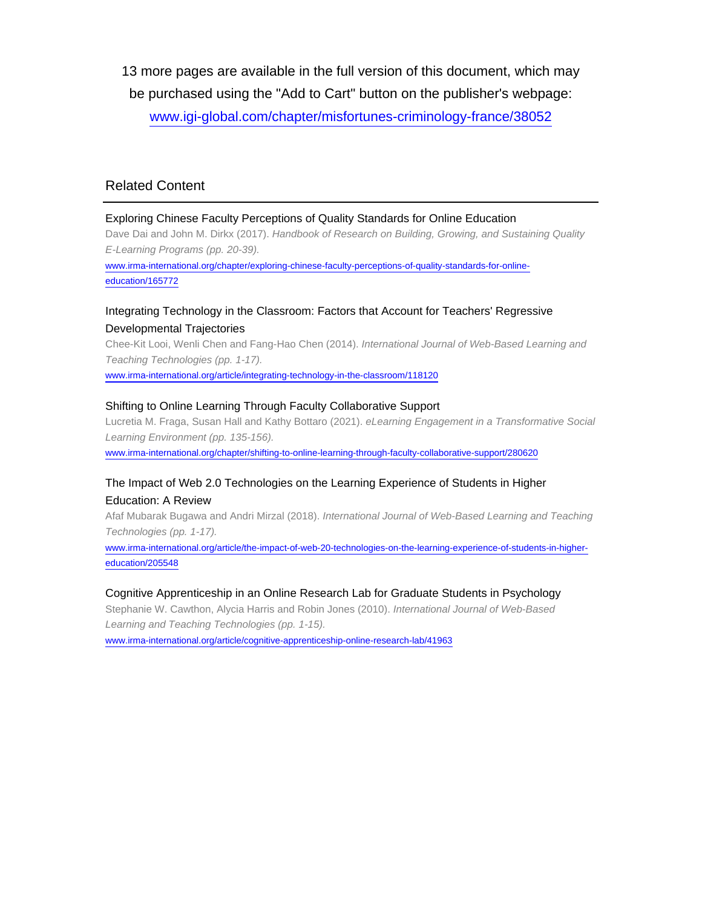13 more pages are available in the full version of this document, which may be purchased using the "Add to Cart" button on the publisher's webpage: [www.igi-global.com/chapter/misfortunes-criminology-france/38052](www.igi-global.com/chapter/misfortunes-criminology-france/38052)

## Related Content

Exploring Chinese Faculty Perceptions of Quality Standards for Online Education
Dave Dai and John M. Dirkx (2017). *Handbook of Research on Building, Growing, and Sustaining Quality E-Learning Programs (pp. 20-39).*
[www.irma-international.org/chapter/exploring-chinese-faculty-perceptions-of-quality-standards-for-online-education/165772](www.irma-international.org/chapter/exploring-chinese-faculty-perceptions-of-quality-standards-for-online-education/165772)

Integrating Technology in the Classroom: Factors that Account for Teachers' Regressive Developmental Trajectories
Chee-Kit Looi, Wenli Chen and Fang-Hao Chen (2014). *International Journal of Web-Based Learning and Teaching Technologies (pp. 1-17).*
[www.irma-international.org/article/integrating-technology-in-the-classroom/118120](www.irma-international.org/article/integrating-technology-in-the-classroom/118120)

Shifting to Online Learning Through Faculty Collaborative Support
Lucretia M. Fraga, Susan Hall and Kathy Bottaro (2021). *eLearning Engagement in a Transformative Social Learning Environment (pp. 135-156).*
[www.irma-international.org/chapter/shifting-to-online-learning-through-faculty-collaborative-support/280620](www.irma-international.org/chapter/shifting-to-online-learning-through-faculty-collaborative-support/280620)

The Impact of Web 2.0 Technologies on the Learning Experience of Students in Higher Education: A Review
Afaf Mubarak Bugawa and Andri Mirzal (2018). *International Journal of Web-Based Learning and Teaching Technologies (pp. 1-17).*
[www.irma-international.org/article/the-impact-of-web-20-technologies-on-the-learning-experience-of-students-in-higher-education/205548](www.irma-international.org/article/the-impact-of-web-20-technologies-on-the-learning-experience-of-students-in-higher-education/205548)

Cognitive Apprenticeship in an Online Research Lab for Graduate Students in Psychology
Stephanie W. Cawthon, Alycia Harris and Robin Jones (2010). *International Journal of Web-Based Learning and Teaching Technologies (pp. 1-15).*
[www.irma-international.org/article/cognitive-apprenticeship-online-research-lab/41963](www.irma-international.org/article/cognitive-apprenticeship-online-research-lab/41963)